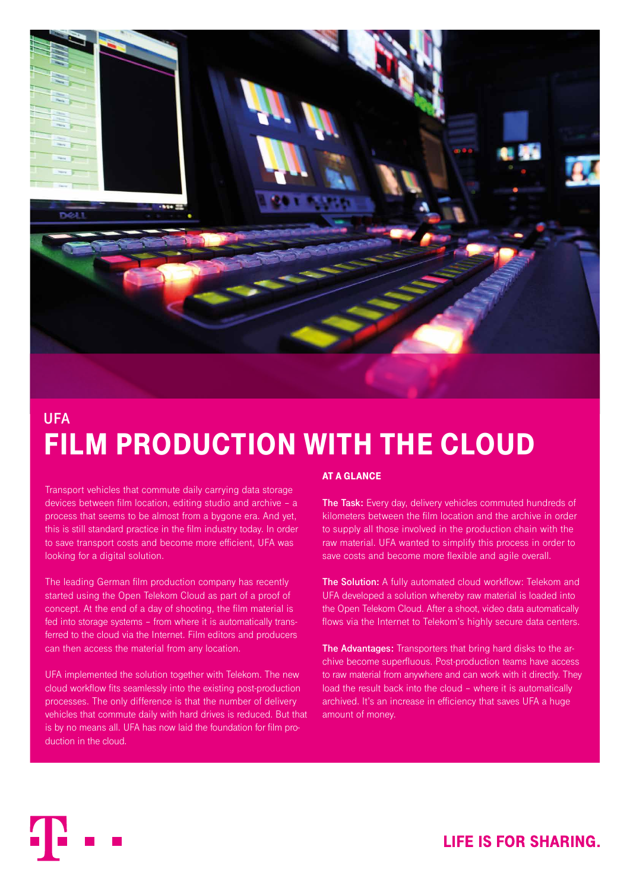## UFA

# FILM PRODUCTION WITH THE CLOUD

Transport vehicles that commute daily carrying data storage devices between film location, editing studio and archive – a process that seems to be almost from a bygone era. And yet, this is still standard practice in the film industry today. In order to save transport costs and become more efficient, UFA was looking for a digital solution.

The leading German film production company has recently started using the Open Telekom Cloud as part of a proof of concept. At the end of a day of shooting, the film material is fed into storage systems – from where it is automatically transferred to the cloud via the Internet. Film editors and producers can then access the material from any location.

UFA implemented the solution together with Telekom. The new cloud workflow fits seamlessly into the existing post-production processes. The only difference is that the number of delivery vehicles that commute daily with hard drives is reduced. But that is by no means all. UFA has now laid the foundation for film production in the cloud.

### AT A GLANCE

**The Task:** Every day, delivery vehicles commuted hundreds of kilometers between the film location and the archive in order to supply all those involved in the production chain with the raw material. UFA wanted to simplify this process in order to save costs and become more flexible and agile overall.

**The Solution:** A fully automated cloud workflow: Telekom and UFA developed a solution whereby raw material is loaded into the Open Telekom Cloud. After a shoot, video data automatically flows via the Internet to Telekom's highly secure data centers.

**The Advantages:** Transporters that bring hard disks to the archive become superfluous. Post-production teams have access to raw material from anywhere and can work with it directly. They load the result back into the cloud – where it is automatically archived. It's an increase in efficiency that saves UFA a huge amount of money.

LIFE IS FOR SHARING.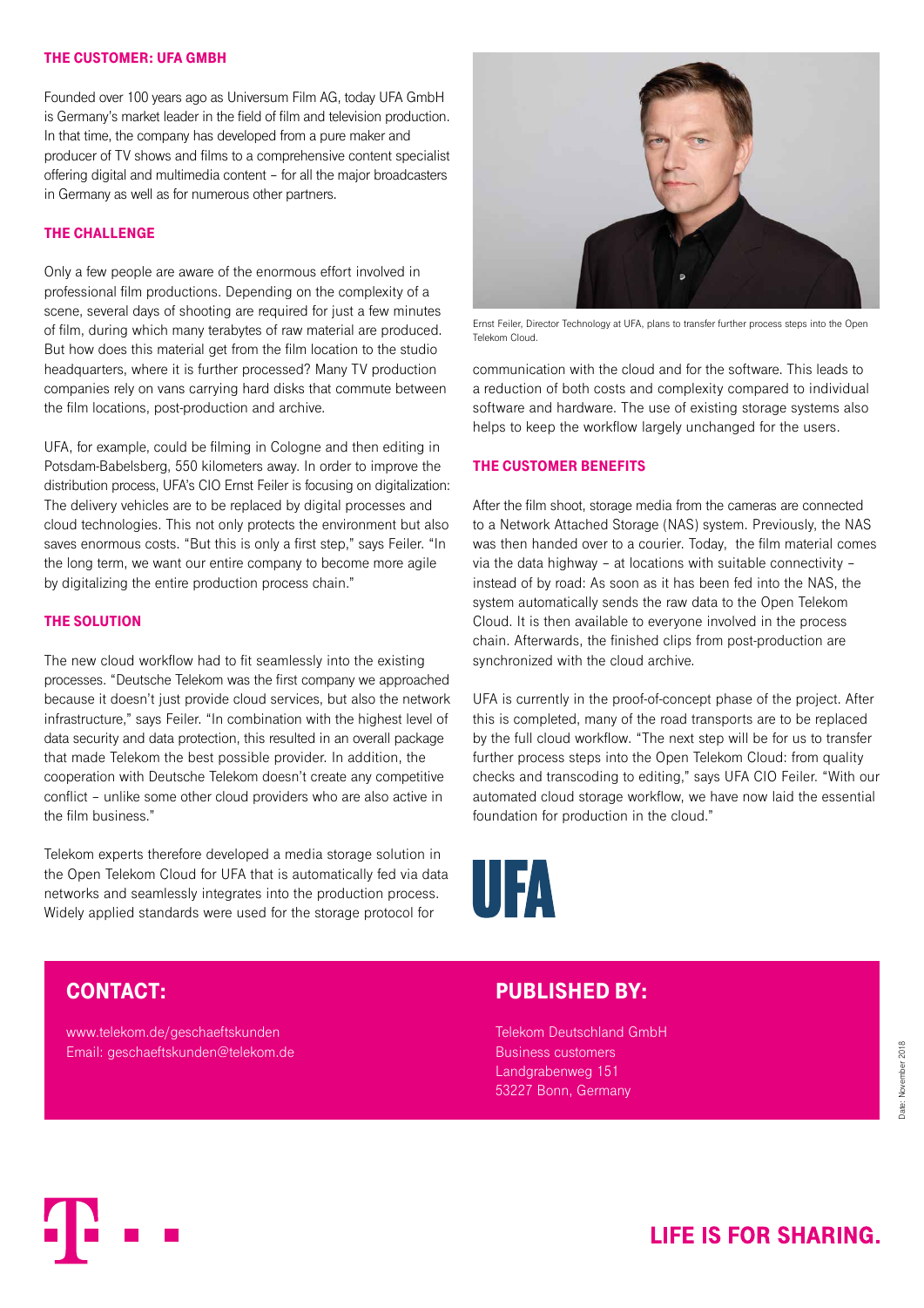## THE CUSTOMER: UFA GMBH

Founded over 100 years ago as Universum Film AG, today UFA GmbH is Germany's market leader in the field of film and television production. In that time, the company has developed from a pure maker and producer of TV shows and films to a comprehensive content specialist offering digital and multimedia content – for all the major broadcasters in Germany as well as for numerous other partners.

## THE CHALLENGE

Only a few people are aware of the enormous effort involved in professional film productions. Depending on the complexity of a scene, several days of shooting are required for just a few minutes of film, during which many terabytes of raw material are produced. But how does this material get from the film location to the studio headquarters, where it is further processed? Many TV production companies rely on vans carrying hard disks that commute between the film locations, post-production and archive.

UFA, for example, could be filming in Cologne and then editing in Potsdam-Babelsberg, 550 kilometers away. In order to improve the distribution process, UFA's CIO Ernst Feiler is focusing on digitalization: The delivery vehicles are to be replaced by digital processes and cloud technologies. This not only protects the environment but also saves enormous costs. "But this is only a first step," says Feiler. "In the long term, we want our entire company to become more agile by digitalizing the entire production process chain."

## THE SOLUTION

The new cloud workflow had to fit seamlessly into the existing processes. "Deutsche Telekom was the first company we approached because it doesn't just provide cloud services, but also the network infrastructure," says Feiler. "In combination with the highest level of data security and data protection, this resulted in an overall package that made Telekom the best possible provider. In addition, the cooperation with Deutsche Telekom doesn't create any competitive conflict – unlike some other cloud providers who are also active in the film business."

Telekom experts therefore developed a media storage solution in the Open Telekom Cloud for UFA that is automatically fed via data networks and seamlessly integrates into the production process. Widely applied standards were used for the storage protocol for communication with the cloud and for the software. This leads to a reduction of both costs and complexity compared to individual software and hardware. The use of existing storage systems also helps to keep the workflow largely unchanged for the users.

Ernst Feiler, Director Technology at UFA, plans to transfer further process steps into the Open Telekom Cloud.

## THE CUSTOMER BENEFITS

After the film shoot, storage media from the cameras are connected to a Network Attached Storage (NAS) system. Previously, the NAS was then handed over to a courier. Today, the film material comes via the data highway – at locations with suitable connectivity – instead of by road: As soon as it has been fed into the NAS, the system automatically sends the raw data to the Open Telekom Cloud. It is then available to everyone involved in the process chain. Afterwards, the finished clips from post-production are synchronized with the cloud archive.

UFA is currently in the proof-of-concept phase of the project. After this is completed, many of the road transports are to be replaced by the full cloud workflow. "The next step will be for us to transfer further process steps into the Open Telekom Cloud: from quality checks and transcoding to editing," says UFA CIO Feiler. "With our automated cloud storage workflow, we have now laid the essential foundation for production in the cloud."

UFA

## CONTACT:

www.telekom.de/geschaeftskunden
Email: geschaeftskunden@telekom.de

## PUBLISHED BY:

Telekom Deutschland GmbH
Business customers
Landgrabenweg 151
53227 Bonn, Germany

Date: November 2018

LIFE IS FOR SHARING.